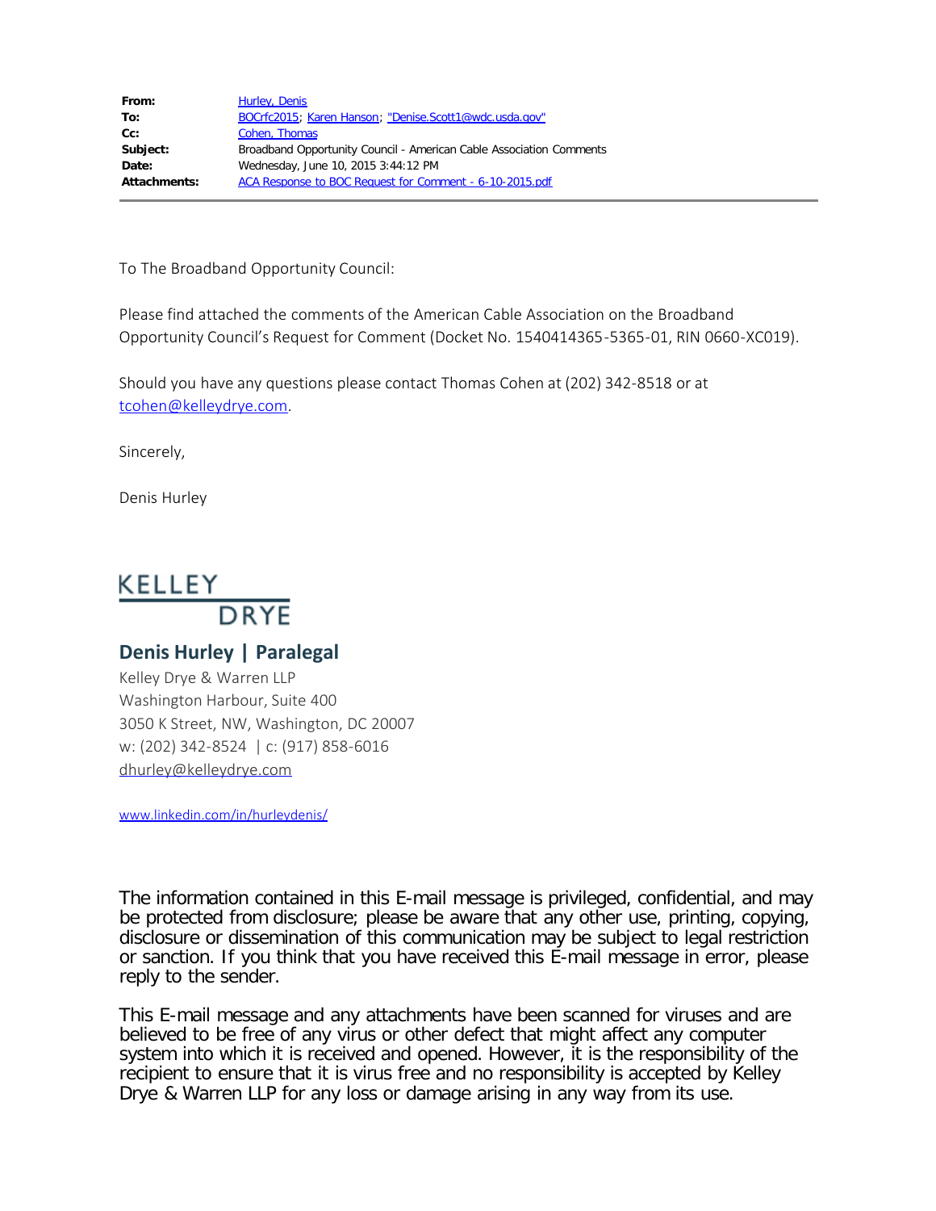| | |
|---|---|
| **From:** | Hurley, Denis |
| **To:** | BOCrfc2015; Karen Hanson; "Denise.Scott1@wdc.usda.gov" |
| **Cc:** | Cohen, Thomas |
| **Subject:** | Broadband Opportunity Council - American Cable Association Comments |
| **Date:** | Wednesday, June 10, 2015 3:44:12 PM |
| **Attachments:** | ACA Response to BOC Request for Comment - 6-10-2015.pdf |

To The Broadband Opportunity Council:

Please find attached the comments of the American Cable Association on the Broadband Opportunity Council's Request for Comment (Docket No. 1540414365-5365-01, RIN 0660-XC019).

Should you have any questions please contact Thomas Cohen at (202) 342-8518 or at tcohen@kelleydrye.com.

Sincerely,

Denis Hurley

KELLEY DRYE

**Denis Hurley | Paralegal**
Kelley Drye & Warren LLP
Washington Harbour, Suite 400
3050 K Street, NW, Washington, DC 20007
w: (202) 342-8524 | c: (917) 858-6016
dhurley@kelleydrye.com

www.linkedin.com/in/hurleydenis/

The information contained in this E-mail message is privileged, confidential, and may be protected from disclosure; please be aware that any other use, printing, copying, disclosure or dissemination of this communication may be subject to legal restriction or sanction. If you think that you have received this E-mail message in error, please reply to the sender.

This E-mail message and any attachments have been scanned for viruses and are believed to be free of any virus or other defect that might affect any computer system into which it is received and opened. However, it is the responsibility of the recipient to ensure that it is virus free and no responsibility is accepted by Kelley Drye & Warren LLP for any loss or damage arising in any way from its use.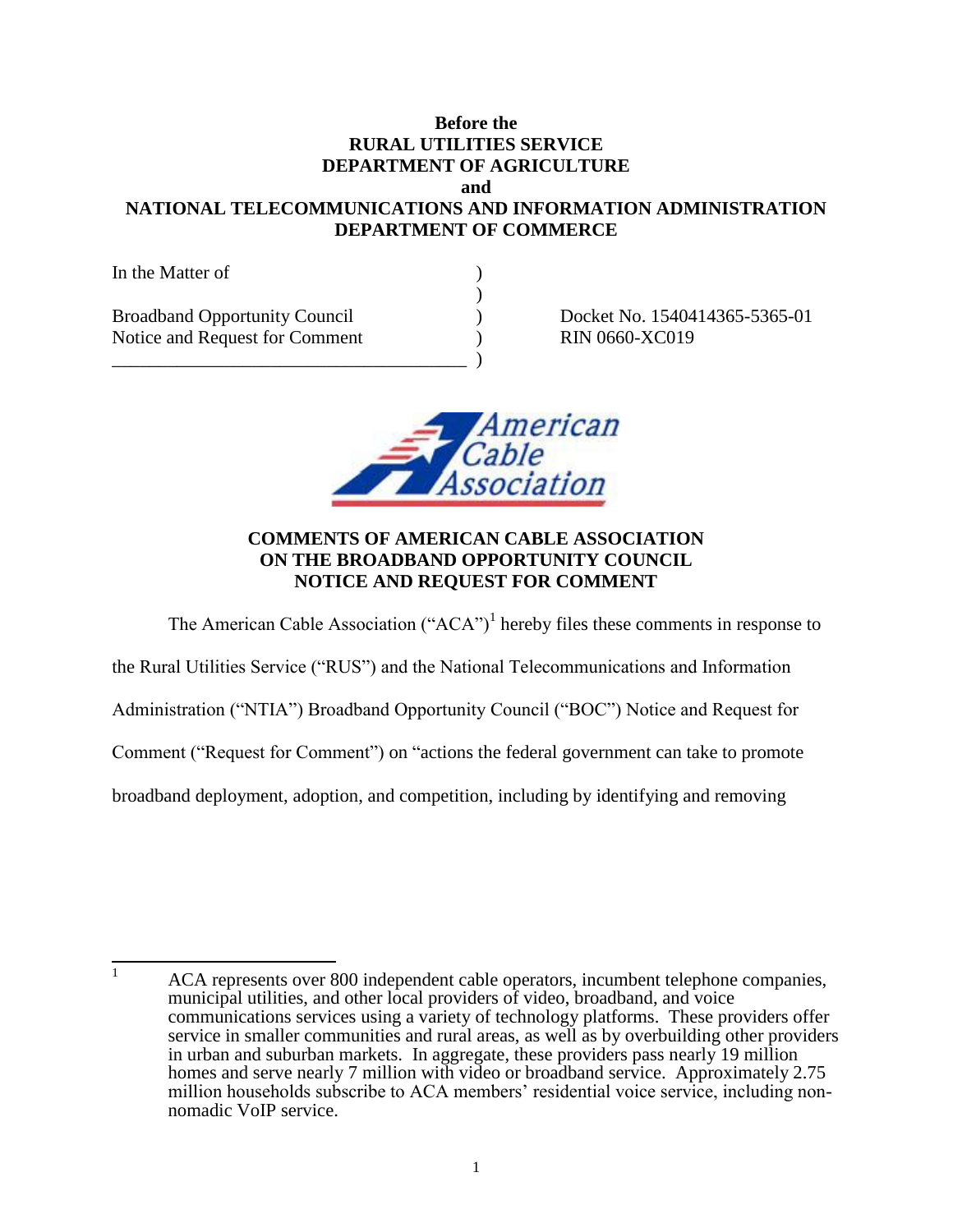**Before the**
**RURAL UTILITIES SERVICE**
**DEPARTMENT OF AGRICULTURE**
**and**
**NATIONAL TELECOMMUNICATIONS AND INFORMATION ADMINISTRATION**
**DEPARTMENT OF COMMERCE**

| In the Matter of | ) | |
|---|---|---|
| | ) | |
| Broadband Opportunity Council | ) | Docket No. 1540414365-5365-01 |
| Notice and Request for Comment | ) | RIN 0660-XC019 |
| | ) | |

## COMMENTS OF AMERICAN CABLE ASSOCIATION ON THE BROADBAND OPPORTUNITY COUNCIL NOTICE AND REQUEST FOR COMMENT

The American Cable Association ("ACA")[1] hereby files these comments in response to the Rural Utilities Service ("RUS") and the National Telecommunications and Information Administration ("NTIA") Broadband Opportunity Council ("BOC") Notice and Request for Comment ("Request for Comment") on "actions the federal government can take to promote broadband deployment, adoption, and competition, including by identifying and removing

---

[1] ACA represents over 800 independent cable operators, incumbent telephone companies, municipal utilities, and other local providers of video, broadband, and voice communications services using a variety of technology platforms. These providers offer service in smaller communities and rural areas, as well as by overbuilding other providers in urban and suburban markets. In aggregate, these providers pass nearly 19 million homes and serve nearly 7 million with video or broadband service. Approximately 2.75 million households subscribe to ACA members' residential voice service, including non-nomadic VoIP service.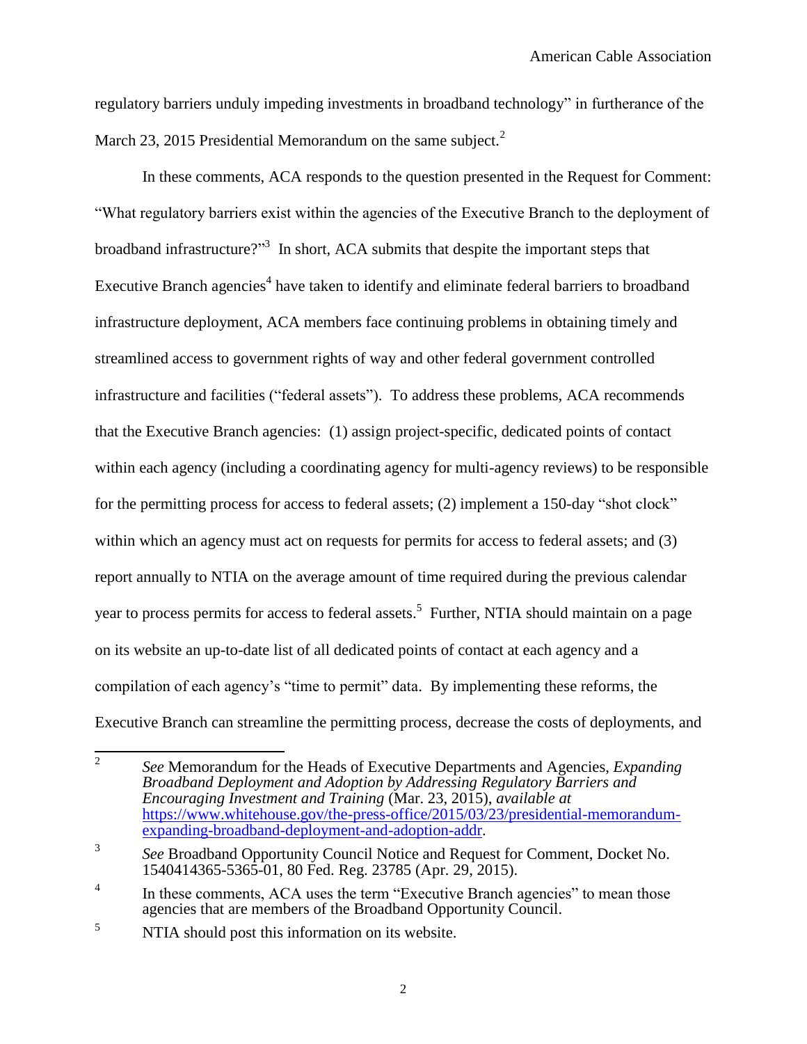regulatory barriers unduly impeding investments in broadband technology" in furtherance of the March 23, 2015 Presidential Memorandum on the same subject.[2]

In these comments, ACA responds to the question presented in the Request for Comment: "What regulatory barriers exist within the agencies of the Executive Branch to the deployment of broadband infrastructure?"[3] In short, ACA submits that despite the important steps that Executive Branch agencies[4] have taken to identify and eliminate federal barriers to broadband infrastructure deployment, ACA members face continuing problems in obtaining timely and streamlined access to government rights of way and other federal government controlled infrastructure and facilities ("federal assets"). To address these problems, ACA recommends that the Executive Branch agencies: (1) assign project-specific, dedicated points of contact within each agency (including a coordinating agency for multi-agency reviews) to be responsible for the permitting process for access to federal assets; (2) implement a 150-day "shot clock" within which an agency must act on requests for permits for access to federal assets; and (3) report annually to NTIA on the average amount of time required during the previous calendar year to process permits for access to federal assets.[5] Further, NTIA should maintain on a page on its website an up-to-date list of all dedicated points of contact at each agency and a compilation of each agency's "time to permit" data. By implementing these reforms, the Executive Branch can streamline the permitting process, decrease the costs of deployments, and

---

[2] *See* Memorandum for the Heads of Executive Departments and Agencies, *Expanding Broadband Deployment and Adoption by Addressing Regulatory Barriers and Encouraging Investment and Training* (Mar. 23, 2015), *available at* https://www.whitehouse.gov/the-press-office/2015/03/23/presidential-memorandum-expanding-broadband-deployment-and-adoption-addr.

[3] *See* Broadband Opportunity Council Notice and Request for Comment, Docket No. 1540414365-5365-01, 80 Fed. Reg. 23785 (Apr. 29, 2015).

[4] In these comments, ACA uses the term "Executive Branch agencies" to mean those agencies that are members of the Broadband Opportunity Council.

[5] NTIA should post this information on its website.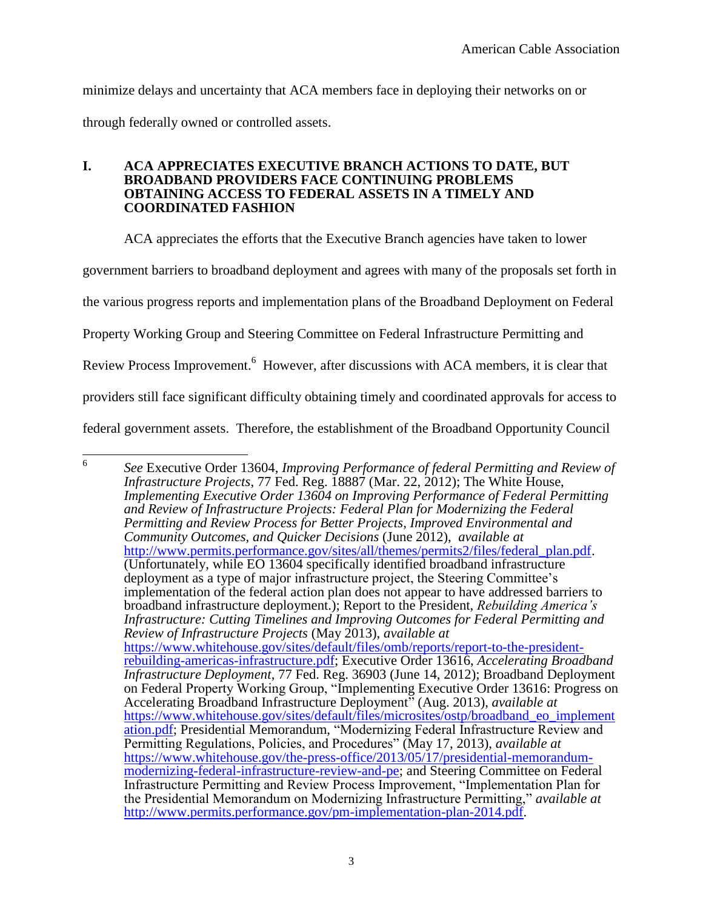minimize delays and uncertainty that ACA members face in deploying their networks on or through federally owned or controlled assets.

## I. ACA APPRECIATES EXECUTIVE BRANCH ACTIONS TO DATE, BUT BROADBAND PROVIDERS FACE CONTINUING PROBLEMS OBTAINING ACCESS TO FEDERAL ASSETS IN A TIMELY AND COORDINATED FASHION

ACA appreciates the efforts that the Executive Branch agencies have taken to lower government barriers to broadband deployment and agrees with many of the proposals set forth in the various progress reports and implementation plans of the Broadband Deployment on Federal Property Working Group and Steering Committee on Federal Infrastructure Permitting and Review Process Improvement.[6] However, after discussions with ACA members, it is clear that providers still face significant difficulty obtaining timely and coordinated approvals for access to federal government assets. Therefore, the establishment of the Broadband Opportunity Council

---

[6] *See* Executive Order 13604, *Improving Performance of federal Permitting and Review of Infrastructure Projects*, 77 Fed. Reg. 18887 (Mar. 22, 2012); The White House, *Implementing Executive Order 13604 on Improving Performance of Federal Permitting and Review of Infrastructure Projects: Federal Plan for Modernizing the Federal Permitting and Review Process for Better Projects, Improved Environmental and Community Outcomes, and Quicker Decisions* (June 2012), *available at* http://www.permits.performance.gov/sites/all/themes/permits2/files/federal_plan.pdf. (Unfortunately, while EO 13604 specifically identified broadband infrastructure deployment as a type of major infrastructure project, the Steering Committee's implementation of the federal action plan does not appear to have addressed barriers to broadband infrastructure deployment.); Report to the President, *Rebuilding America's Infrastructure: Cutting Timelines and Improving Outcomes for Federal Permitting and Review of Infrastructure Projects* (May 2013), *available at* https://www.whitehouse.gov/sites/default/files/omb/reports/report-to-the-president-rebuilding-americas-infrastructure.pdf; Executive Order 13616, *Accelerating Broadband Infrastructure Deployment*, 77 Fed. Reg. 36903 (June 14, 2012); Broadband Deployment on Federal Property Working Group, "Implementing Executive Order 13616: Progress on Accelerating Broadband Infrastructure Deployment" (Aug. 2013), *available at* https://www.whitehouse.gov/sites/default/files/microsites/ostp/broadband_eo_implementation.pdf; Presidential Memorandum, "Modernizing Federal Infrastructure Review and Permitting Regulations, Policies, and Procedures" (May 17, 2013), *available at* https://www.whitehouse.gov/the-press-office/2013/05/17/presidential-memorandum-modernizing-federal-infrastructure-review-and-pe; and Steering Committee on Federal Infrastructure Permitting and Review Process Improvement, "Implementation Plan for the Presidential Memorandum on Modernizing Infrastructure Permitting," *available at* http://www.permits.performance.gov/pm-implementation-plan-2014.pdf.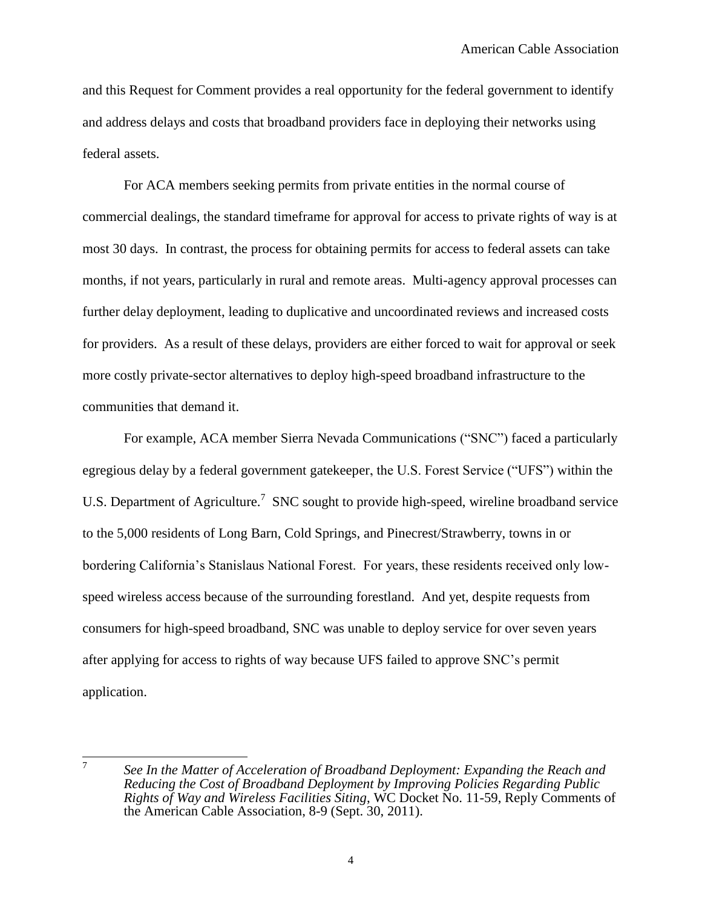and this Request for Comment provides a real opportunity for the federal government to identify and address delays and costs that broadband providers face in deploying their networks using federal assets.

For ACA members seeking permits from private entities in the normal course of commercial dealings, the standard timeframe for approval for access to private rights of way is at most 30 days. In contrast, the process for obtaining permits for access to federal assets can take months, if not years, particularly in rural and remote areas. Multi-agency approval processes can further delay deployment, leading to duplicative and uncoordinated reviews and increased costs for providers. As a result of these delays, providers are either forced to wait for approval or seek more costly private-sector alternatives to deploy high-speed broadband infrastructure to the communities that demand it.

For example, ACA member Sierra Nevada Communications ("SNC") faced a particularly egregious delay by a federal government gatekeeper, the U.S. Forest Service ("UFS") within the U.S. Department of Agriculture.[7] SNC sought to provide high-speed, wireline broadband service to the 5,000 residents of Long Barn, Cold Springs, and Pinecrest/Strawberry, towns in or bordering California's Stanislaus National Forest. For years, these residents received only low-speed wireless access because of the surrounding forestland. And yet, despite requests from consumers for high-speed broadband, SNC was unable to deploy service for over seven years after applying for access to rights of way because UFS failed to approve SNC's permit application.

---

[7] *See In the Matter of Acceleration of Broadband Deployment: Expanding the Reach and Reducing the Cost of Broadband Deployment by Improving Policies Regarding Public Rights of Way and Wireless Facilities Siting*, WC Docket No. 11-59, Reply Comments of the American Cable Association, 8-9 (Sept. 30, 2011).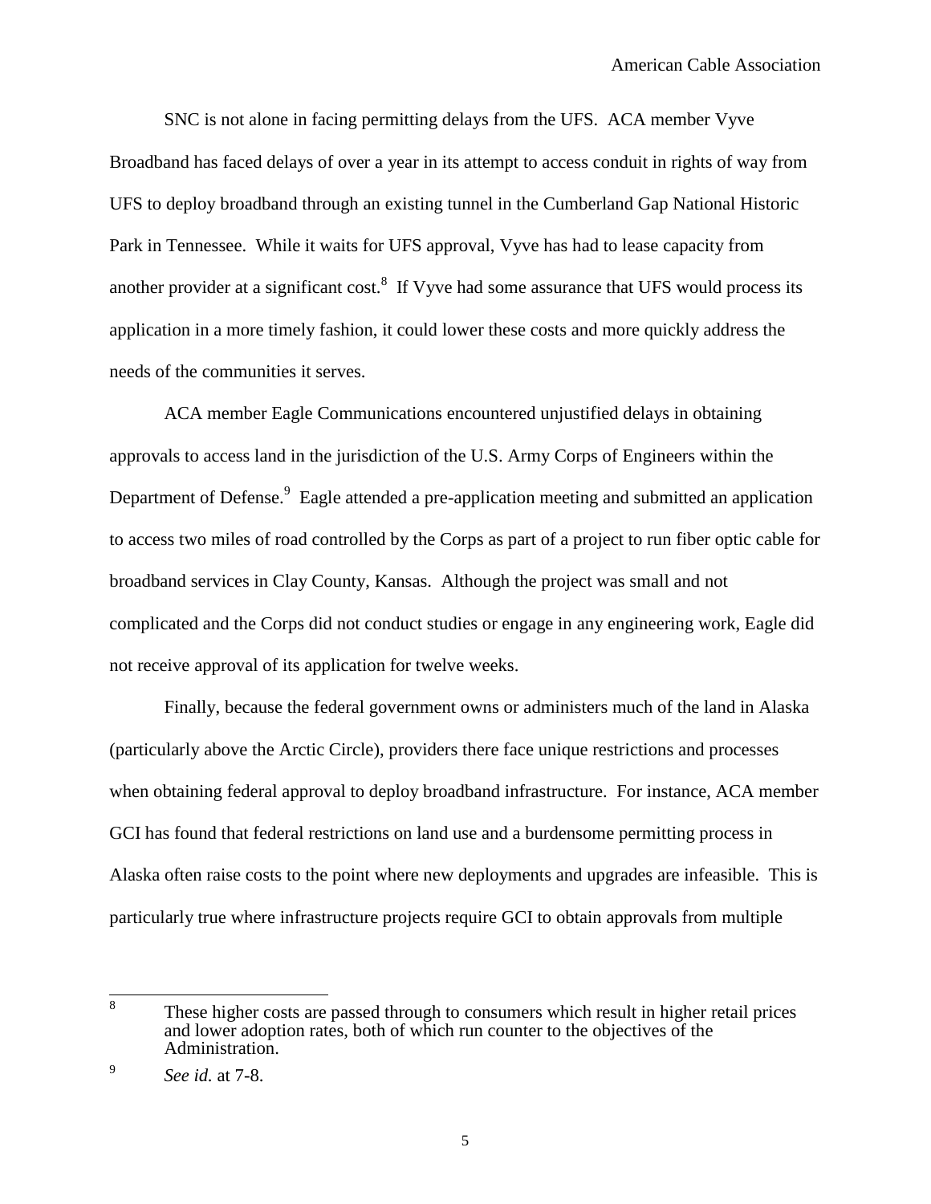SNC is not alone in facing permitting delays from the UFS. ACA member Vyve Broadband has faced delays of over a year in its attempt to access conduit in rights of way from UFS to deploy broadband through an existing tunnel in the Cumberland Gap National Historic Park in Tennessee. While it waits for UFS approval, Vyve has had to lease capacity from another provider at a significant cost.[8] If Vyve had some assurance that UFS would process its application in a more timely fashion, it could lower these costs and more quickly address the needs of the communities it serves.

ACA member Eagle Communications encountered unjustified delays in obtaining approvals to access land in the jurisdiction of the U.S. Army Corps of Engineers within the Department of Defense.[9] Eagle attended a pre-application meeting and submitted an application to access two miles of road controlled by the Corps as part of a project to run fiber optic cable for broadband services in Clay County, Kansas. Although the project was small and not complicated and the Corps did not conduct studies or engage in any engineering work, Eagle did not receive approval of its application for twelve weeks.

Finally, because the federal government owns or administers much of the land in Alaska (particularly above the Arctic Circle), providers there face unique restrictions and processes when obtaining federal approval to deploy broadband infrastructure. For instance, ACA member GCI has found that federal restrictions on land use and a burdensome permitting process in Alaska often raise costs to the point where new deployments and upgrades are infeasible. This is particularly true where infrastructure projects require GCI to obtain approvals from multiple

---

[8] These higher costs are passed through to consumers which result in higher retail prices and lower adoption rates, both of which run counter to the objectives of the Administration.

[9] *See id.* at 7-8.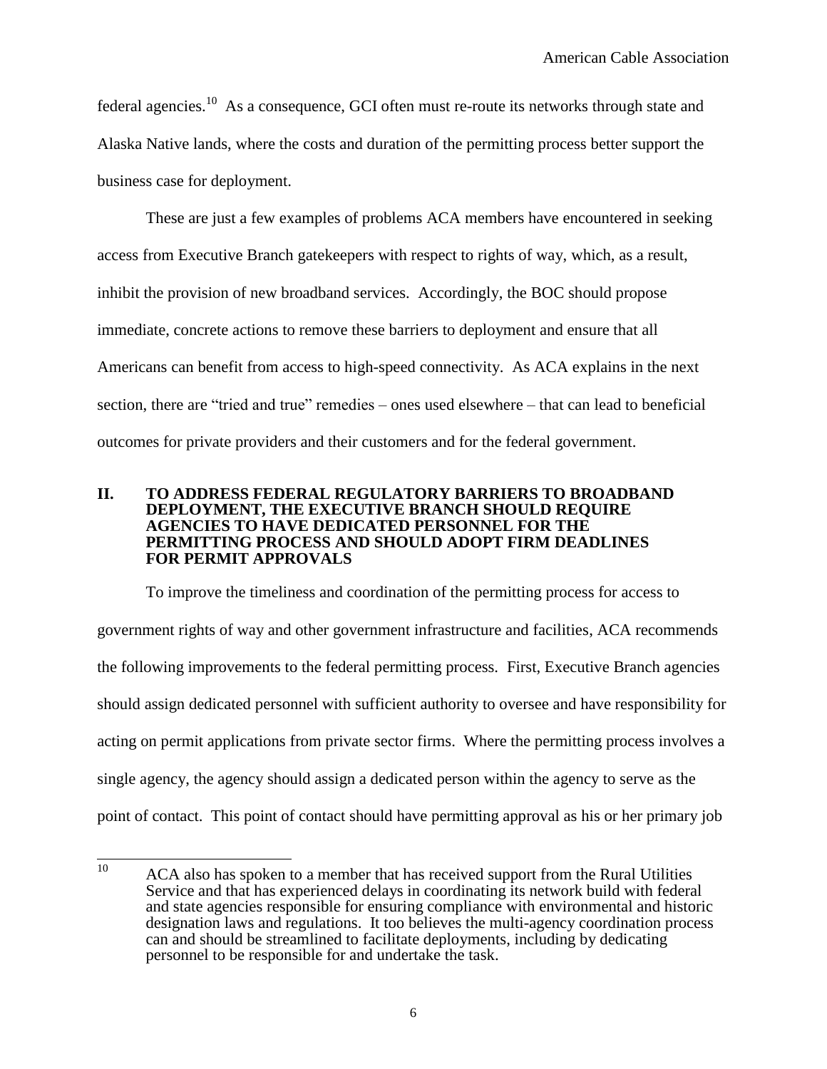federal agencies.[10] As a consequence, GCI often must re-route its networks through state and Alaska Native lands, where the costs and duration of the permitting process better support the business case for deployment.

These are just a few examples of problems ACA members have encountered in seeking access from Executive Branch gatekeepers with respect to rights of way, which, as a result, inhibit the provision of new broadband services. Accordingly, the BOC should propose immediate, concrete actions to remove these barriers to deployment and ensure that all Americans can benefit from access to high-speed connectivity. As ACA explains in the next section, there are "tried and true" remedies – ones used elsewhere – that can lead to beneficial outcomes for private providers and their customers and for the federal government.

## II. TO ADDRESS FEDERAL REGULATORY BARRIERS TO BROADBAND DEPLOYMENT, THE EXECUTIVE BRANCH SHOULD REQUIRE AGENCIES TO HAVE DEDICATED PERSONNEL FOR THE PERMITTING PROCESS AND SHOULD ADOPT FIRM DEADLINES FOR PERMIT APPROVALS

To improve the timeliness and coordination of the permitting process for access to government rights of way and other government infrastructure and facilities, ACA recommends the following improvements to the federal permitting process. First, Executive Branch agencies should assign dedicated personnel with sufficient authority to oversee and have responsibility for acting on permit applications from private sector firms. Where the permitting process involves a single agency, the agency should assign a dedicated person within the agency to serve as the point of contact. This point of contact should have permitting approval as his or her primary job

[10] ACA also has spoken to a member that has received support from the Rural Utilities Service and that has experienced delays in coordinating its network build with federal and state agencies responsible for ensuring compliance with environmental and historic designation laws and regulations. It too believes the multi-agency coordination process can and should be streamlined to facilitate deployments, including by dedicating personnel to be responsible for and undertake the task.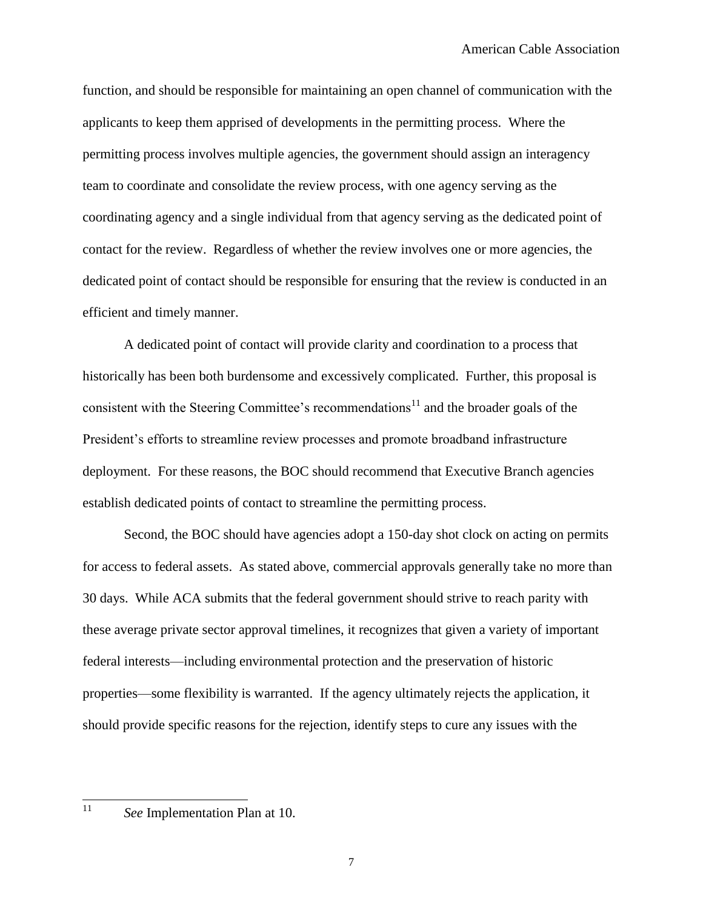function, and should be responsible for maintaining an open channel of communication with the applicants to keep them apprised of developments in the permitting process. Where the permitting process involves multiple agencies, the government should assign an interagency team to coordinate and consolidate the review process, with one agency serving as the coordinating agency and a single individual from that agency serving as the dedicated point of contact for the review. Regardless of whether the review involves one or more agencies, the dedicated point of contact should be responsible for ensuring that the review is conducted in an efficient and timely manner.

A dedicated point of contact will provide clarity and coordination to a process that historically has been both burdensome and excessively complicated. Further, this proposal is consistent with the Steering Committee's recommendations[11] and the broader goals of the President's efforts to streamline review processes and promote broadband infrastructure deployment. For these reasons, the BOC should recommend that Executive Branch agencies establish dedicated points of contact to streamline the permitting process.

Second, the BOC should have agencies adopt a 150-day shot clock on acting on permits for access to federal assets. As stated above, commercial approvals generally take no more than 30 days. While ACA submits that the federal government should strive to reach parity with these average private sector approval timelines, it recognizes that given a variety of important federal interests—including environmental protection and the preservation of historic properties—some flexibility is warranted. If the agency ultimately rejects the application, it should provide specific reasons for the rejection, identify steps to cure any issues with the

---

[11] *See* Implementation Plan at 10.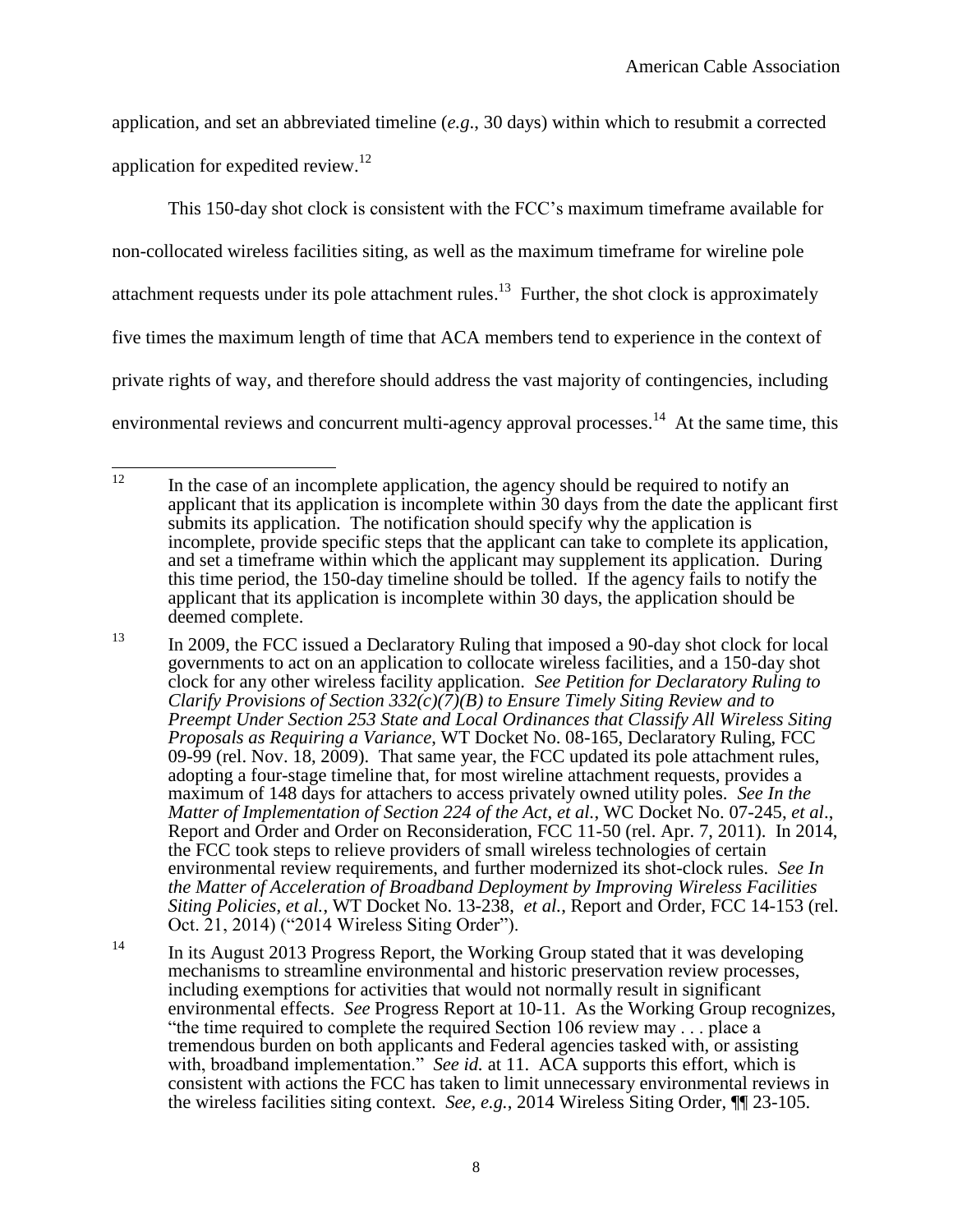application, and set an abbreviated timeline (*e.g.*, 30 days) within which to resubmit a corrected application for expedited review.[12]

This 150-day shot clock is consistent with the FCC's maximum timeframe available for non-collocated wireless facilities siting, as well as the maximum timeframe for wireline pole attachment requests under its pole attachment rules.[13] Further, the shot clock is approximately five times the maximum length of time that ACA members tend to experience in the context of private rights of way, and therefore should address the vast majority of contingencies, including environmental reviews and concurrent multi-agency approval processes.[14] At the same time, this

---

[12] In the case of an incomplete application, the agency should be required to notify an applicant that its application is incomplete within 30 days from the date the applicant first submits its application. The notification should specify why the application is incomplete, provide specific steps that the applicant can take to complete its application, and set a timeframe within which the applicant may supplement its application. During this time period, the 150-day timeline should be tolled. If the agency fails to notify the applicant that its application is incomplete within 30 days, the application should be deemed complete.

[13] In 2009, the FCC issued a Declaratory Ruling that imposed a 90-day shot clock for local governments to act on an application to collocate wireless facilities, and a 150-day shot clock for any other wireless facility application. *See Petition for Declaratory Ruling to Clarify Provisions of Section 332(c)(7)(B) to Ensure Timely Siting Review and to Preempt Under Section 253 State and Local Ordinances that Classify All Wireless Siting Proposals as Requiring a Variance*, WT Docket No. 08-165, Declaratory Ruling, FCC 09-99 (rel. Nov. 18, 2009). That same year, the FCC updated its pole attachment rules, adopting a four-stage timeline that, for most wireline attachment requests, provides a maximum of 148 days for attachers to access privately owned utility poles. *See In the Matter of Implementation of Section 224 of the Act*, *et al.*, WC Docket No. 07-245, *et al*., Report and Order and Order on Reconsideration, FCC 11-50 (rel. Apr. 7, 2011). In 2014, the FCC took steps to relieve providers of small wireless technologies of certain environmental review requirements, and further modernized its shot-clock rules. *See In the Matter of Acceleration of Broadband Deployment by Improving Wireless Facilities Siting Policies*, *et al.*, WT Docket No. 13-238, *et al.*, Report and Order, FCC 14-153 (rel. Oct. 21, 2014) ("2014 Wireless Siting Order").

[14] In its August 2013 Progress Report, the Working Group stated that it was developing mechanisms to streamline environmental and historic preservation review processes, including exemptions for activities that would not normally result in significant environmental effects. *See* Progress Report at 10-11. As the Working Group recognizes, "the time required to complete the required Section 106 review may . . . place a tremendous burden on both applicants and Federal agencies tasked with, or assisting with, broadband implementation." *See id.* at 11. ACA supports this effort, which is consistent with actions the FCC has taken to limit unnecessary environmental reviews in the wireless facilities siting context. *See, e.g.*, 2014 Wireless Siting Order, ¶¶ 23-105.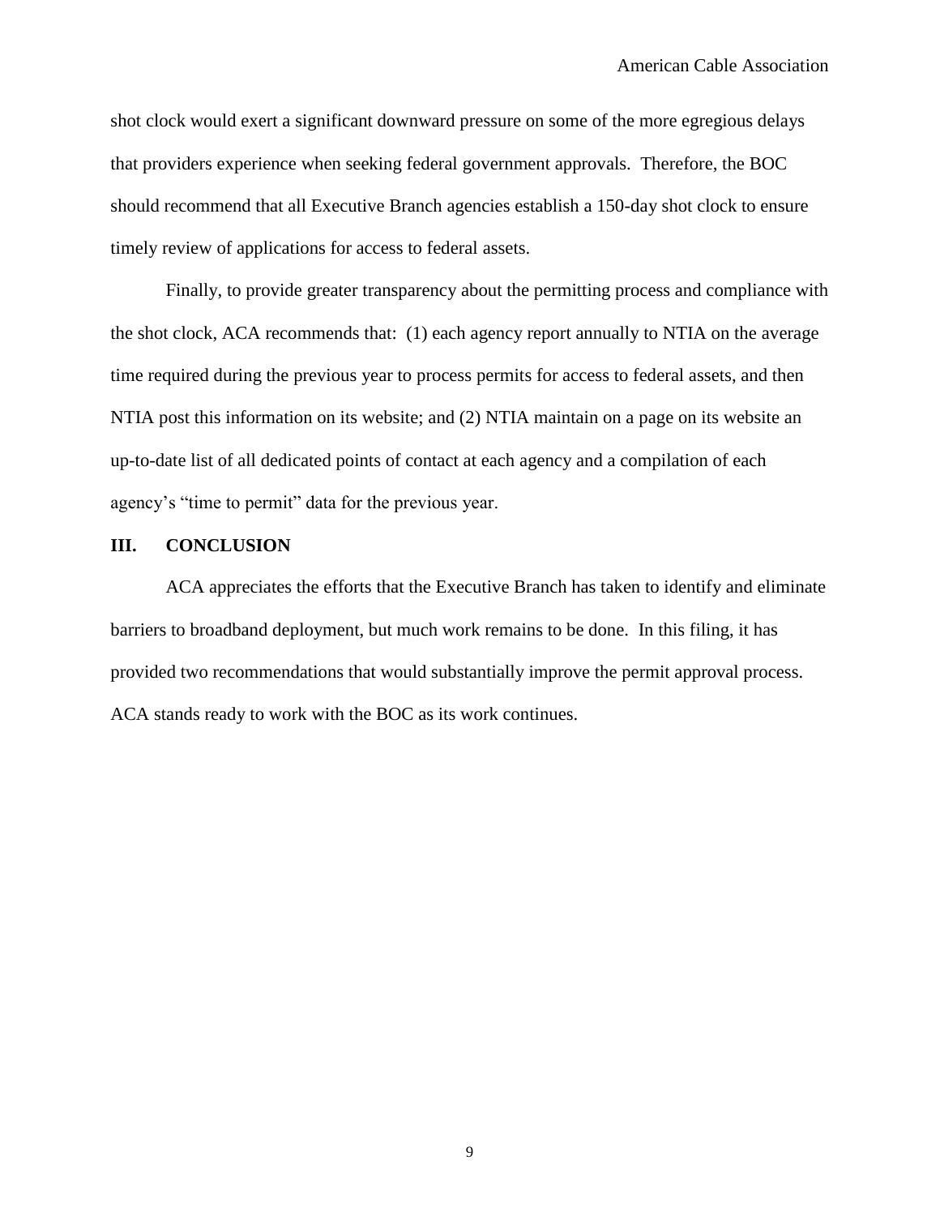shot clock would exert a significant downward pressure on some of the more egregious delays that providers experience when seeking federal government approvals. Therefore, the BOC should recommend that all Executive Branch agencies establish a 150-day shot clock to ensure timely review of applications for access to federal assets.

Finally, to provide greater transparency about the permitting process and compliance with the shot clock, ACA recommends that: (1) each agency report annually to NTIA on the average time required during the previous year to process permits for access to federal assets, and then NTIA post this information on its website; and (2) NTIA maintain on a page on its website an up-to-date list of all dedicated points of contact at each agency and a compilation of each agency's "time to permit" data for the previous year.

## III. CONCLUSION

ACA appreciates the efforts that the Executive Branch has taken to identify and eliminate barriers to broadband deployment, but much work remains to be done. In this filing, it has provided two recommendations that would substantially improve the permit approval process. ACA stands ready to work with the BOC as its work continues.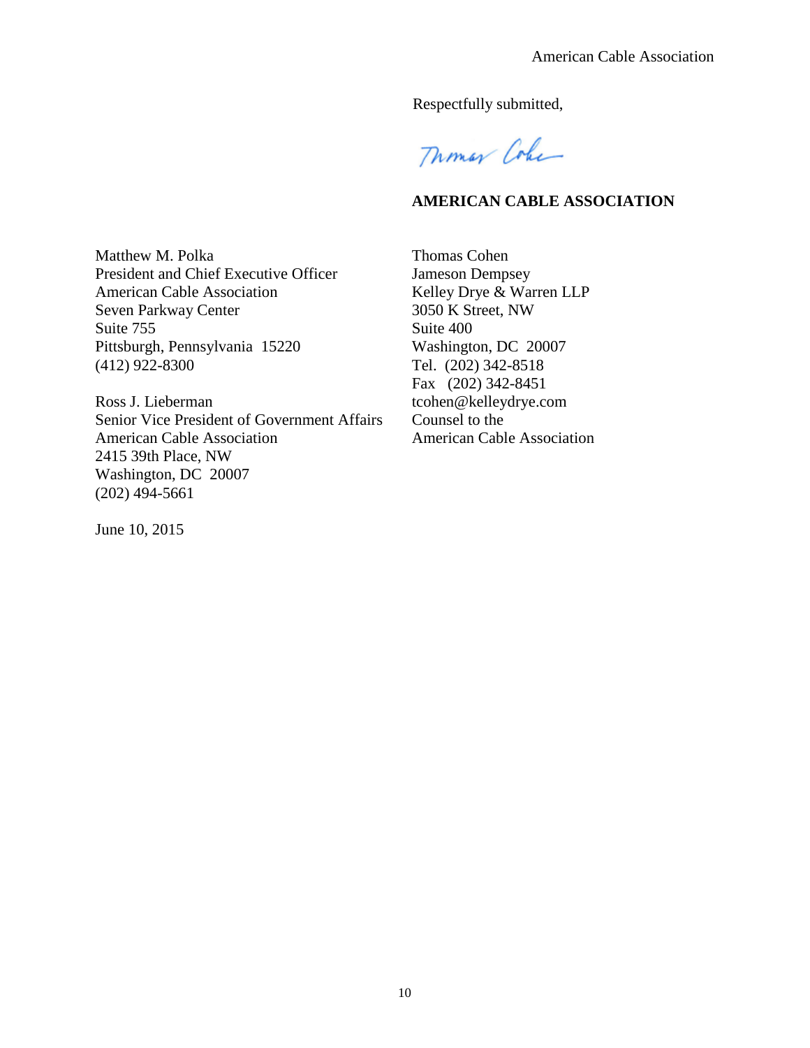Respectfully submitted,

Thomas Cohen

**AMERICAN CABLE ASSOCIATION**

Thomas Cohen
Jameson Dempsey
Kelley Drye & Warren LLP
3050 K Street, NW
Suite 400
Washington, DC 20007
Tel. (202) 342-8518
Fax (202) 342-8451
tcohen@kelleydrye.com
Counsel to the
American Cable Association

Matthew M. Polka
President and Chief Executive Officer
American Cable Association
Seven Parkway Center
Suite 755
Pittsburgh, Pennsylvania 15220
(412) 922-8300

Ross J. Lieberman
Senior Vice President of Government Affairs
American Cable Association
2415 39th Place, NW
Washington, DC 20007
(202) 494-5661

June 10, 2015